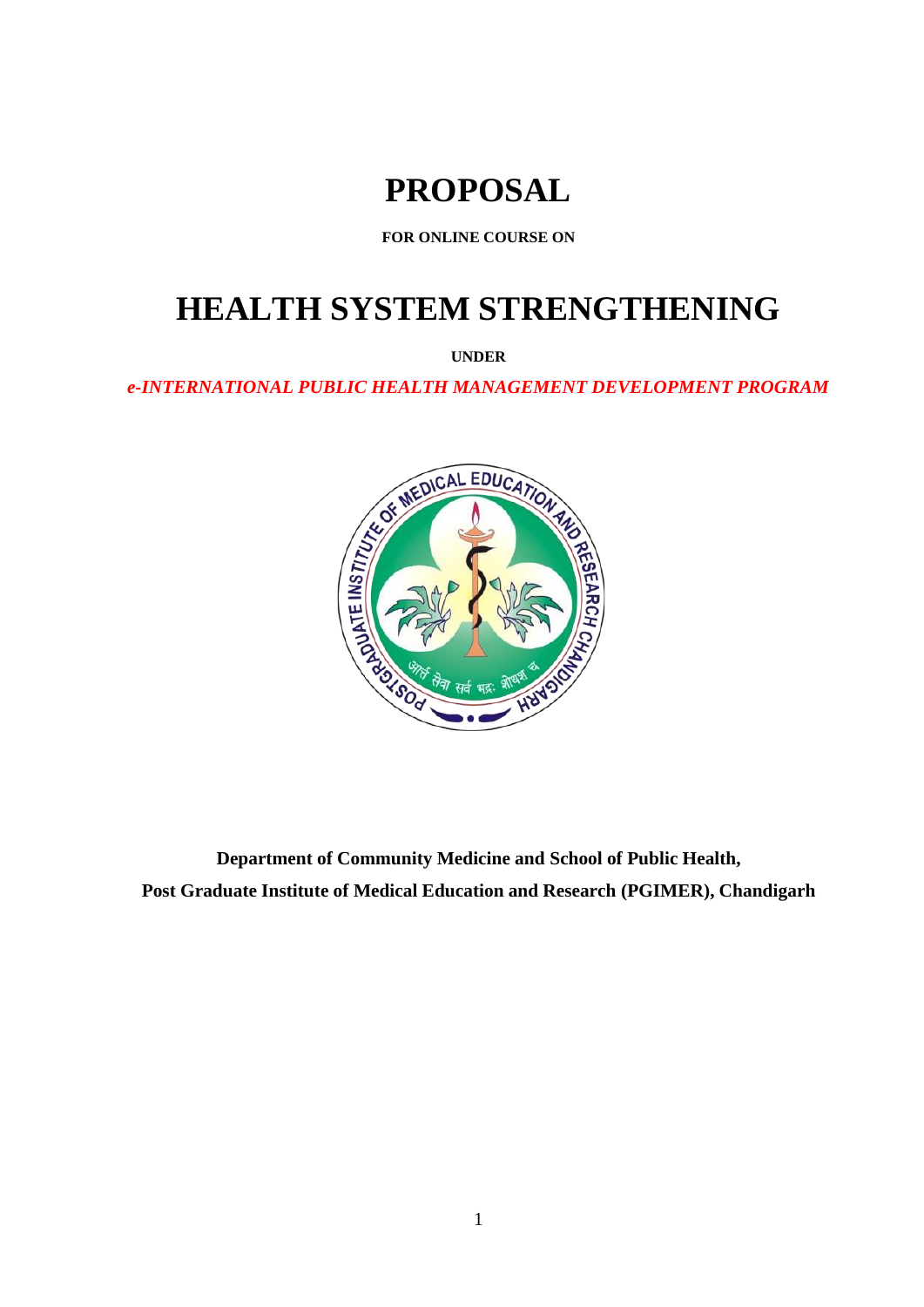# PROPOSAL

**FOR ONLINE COURSE ON**

# HEALTH SYSTEM STRENGTHENING

**UNDER**

***e-INTERNATIONAL PUBLIC HEALTH MANAGEMENT DEVELOPMENT PROGRAM***

**Department of Community Medicine and School of Public Health,**

**Post Graduate Institute of Medical Education and Research (PGIMER), Chandigarh**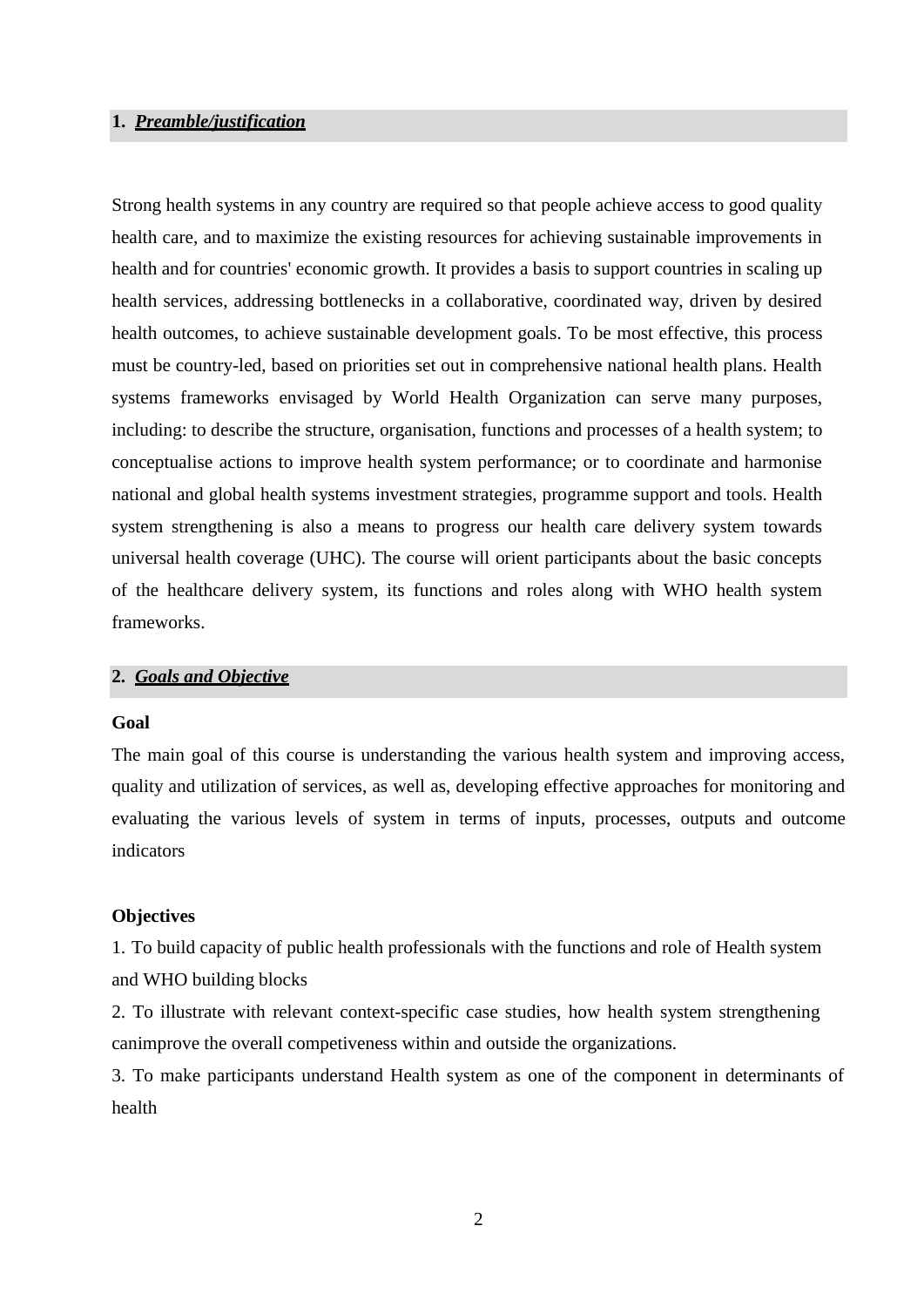## 1. ***Preamble/justification***

Strong health systems in any country are required so that people achieve access to good quality health care, and to maximize the existing resources for achieving sustainable improvements in health and for countries' economic growth. It provides a basis to support countries in scaling up health services, addressing bottlenecks in a collaborative, coordinated way, driven by desired health outcomes, to achieve sustainable development goals. To be most effective, this process must be country-led, based on priorities set out in comprehensive national health plans. Health systems frameworks envisaged by World Health Organization can serve many purposes, including: to describe the structure, organisation, functions and processes of a health system; to conceptualise actions to improve health system performance; or to coordinate and harmonise national and global health systems investment strategies, programme support and tools. Health system strengthening is also a means to progress our health care delivery system towards universal health coverage (UHC). The course will orient participants about the basic concepts of the healthcare delivery system, its functions and roles along with WHO health system frameworks.

## 2. ***Goals and Objective***

**Goal**

The main goal of this course is understanding the various health system and improving access, quality and utilization of services, as well as, developing effective approaches for monitoring and evaluating the various levels of system in terms of inputs, processes, outputs and outcome indicators

**Objectives**

1. To build capacity of public health professionals with the functions and role of Health system and WHO building blocks
2. To illustrate with relevant context-specific case studies, how health system strengthening canimprove the overall competiveness within and outside the organizations.
3. To make participants understand Health system as one of the component in determinants of health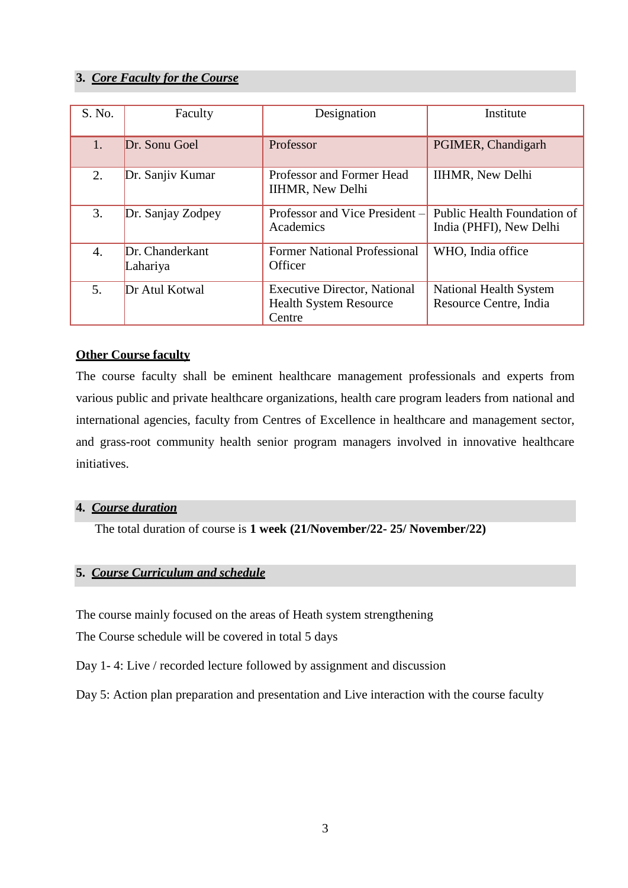## 3. ***Core Faculty for the Course***

| S. No. | Faculty | Designation | Institute |
|---|---|---|---|
| 1. | Dr. Sonu Goel | Professor | PGIMER, Chandigarh |
| 2. | Dr. Sanjiv Kumar | Professor and Former Head IIHMR, New Delhi | IIHMR, New Delhi |
| 3. | Dr. Sanjay Zodpey | Professor and Vice President – Academics | Public Health Foundation of India (PHFI), New Delhi |
| 4. | Dr. Chanderkant Lahariya | Former National Professional Officer | WHO, India office |
| 5. | Dr Atul Kotwal | Executive Director, National Health System Resource Centre | National Health System Resource Centre, India |

**Other Course faculty**

The course faculty shall be eminent healthcare management professionals and experts from various public and private healthcare organizations, health care program leaders from national and international agencies, faculty from Centres of Excellence in healthcare and management sector, and grass-root community health senior program managers involved in innovative healthcare initiatives.

## 4. ***Course duration***

The total duration of course is **1 week (21/November/22- 25/ November/22)**

## 5. ***Course Curriculum and schedule***

The course mainly focused on the areas of Heath system strengthening

The Course schedule will be covered in total 5 days

Day 1- 4: Live / recorded lecture followed by assignment and discussion

Day 5: Action plan preparation and presentation and Live interaction with the course faculty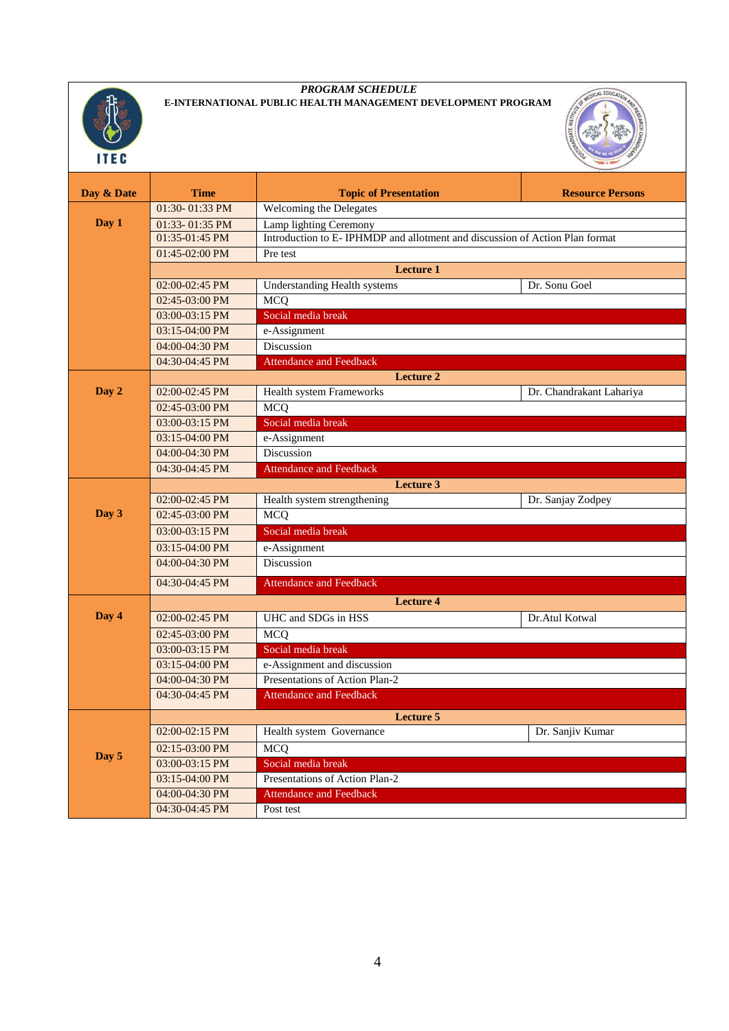*PROGRAM SCHEDULE*

**E-INTERNATIONAL PUBLIC HEALTH MANAGEMENT DEVELOPMENT PROGRAM**

ITEC

| Day & Date | Time | Topic of Presentation | Resource Persons |
|---|---|---|---|
| Day 1 | 01:30- 01:33 PM | Welcoming the Delegates | |
| | 01:33- 01:35 PM | Lamp lighting Ceremony | |
| | 01:35-01:45 PM | Introduction to E- IPHMDP and allotment and discussion of Action Plan format | |
| | 01:45-02:00 PM | Pre test | |
| | | **Lecture 1** | |
| | 02:00-02:45 PM | Understanding Health systems | Dr. Sonu Goel |
| | 02:45-03:00 PM | MCQ | |
| | 03:00-03:15 PM | Social media break | |
| | 03:15-04:00 PM | e-Assignment | |
| | 04:00-04:30 PM | Discussion | |
| | 04:30-04:45 PM | Attendance and Feedback | |
| Day 2 | | **Lecture 2** | |
| | 02:00-02:45 PM | Health system Frameworks | Dr. Chandrakant Lahariya |
| | 02:45-03:00 PM | MCQ | |
| | 03:00-03:15 PM | Social media break | |
| | 03:15-04:00 PM | e-Assignment | |
| | 04:00-04:30 PM | Discussion | |
| | 04:30-04:45 PM | Attendance and Feedback | |
| Day 3 | | **Lecture 3** | |
| | 02:00-02:45 PM | Health system strengthening | Dr. Sanjay Zodpey |
| | 02:45-03:00 PM | MCQ | |
| | 03:00-03:15 PM | Social media break | |
| | 03:15-04:00 PM | e-Assignment | |
| | 04:00-04:30 PM | Discussion | |
| | 04:30-04:45 PM | Attendance and Feedback | |
| Day 4 | | **Lecture 4** | |
| | 02:00-02:45 PM | UHC and SDGs in HSS | Dr.Atul Kotwal |
| | 02:45-03:00 PM | MCQ | |
| | 03:00-03:15 PM | Social media break | |
| | 03:15-04:00 PM | e-Assignment and discussion | |
| | 04:00-04:30 PM | Presentations of Action Plan-2 | |
| | 04:30-04:45 PM | Attendance and Feedback | |
| Day 5 | | **Lecture 5** | |
| | 02:00-02:15 PM | Health system Governance | Dr. Sanjiv Kumar |
| | 02:15-03:00 PM | MCQ | |
| | 03:00-03:15 PM | Social media break | |
| | 03:15-04:00 PM | Presentations of Action Plan-2 | |
| | 04:00-04:30 PM | Attendance and Feedback | |
| | 04:30-04:45 PM | Post test | |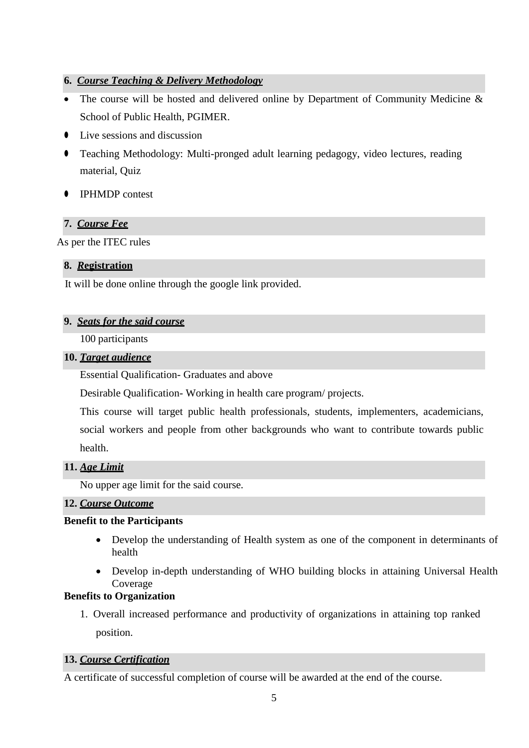### 6. ***Course Teaching & Delivery Methodology***

- The course will be hosted and delivered online by Department of Community Medicine & School of Public Health, PGIMER.
- Live sessions and discussion
- Teaching Methodology: Multi-pronged adult learning pedagogy, video lectures, reading material, Quiz
- IPHMDP contest

### 7. ***Course Fee***

As per the ITEC rules

### 8. ***Registration***

It will be done online through the google link provided.

### 9. ***Seats for the said course***

100 participants

### 10. ***Target audience***

Essential Qualification- Graduates and above

Desirable Qualification- Working in health care program/ projects.

This course will target public health professionals, students, implementers, academicians, social workers and people from other backgrounds who want to contribute towards public health.

### 11. ***Age Limit***

No upper age limit for the said course.

### 12. ***Course Outcome***

**Benefit to the Participants**

- Develop the understanding of Health system as one of the component in determinants of health
- Develop in-depth understanding of WHO building blocks in attaining Universal Health Coverage

**Benefits to Organization**

1. Overall increased performance and productivity of organizations in attaining top ranked position.

### 13. ***Course Certification***

A certificate of successful completion of course will be awarded at the end of the course.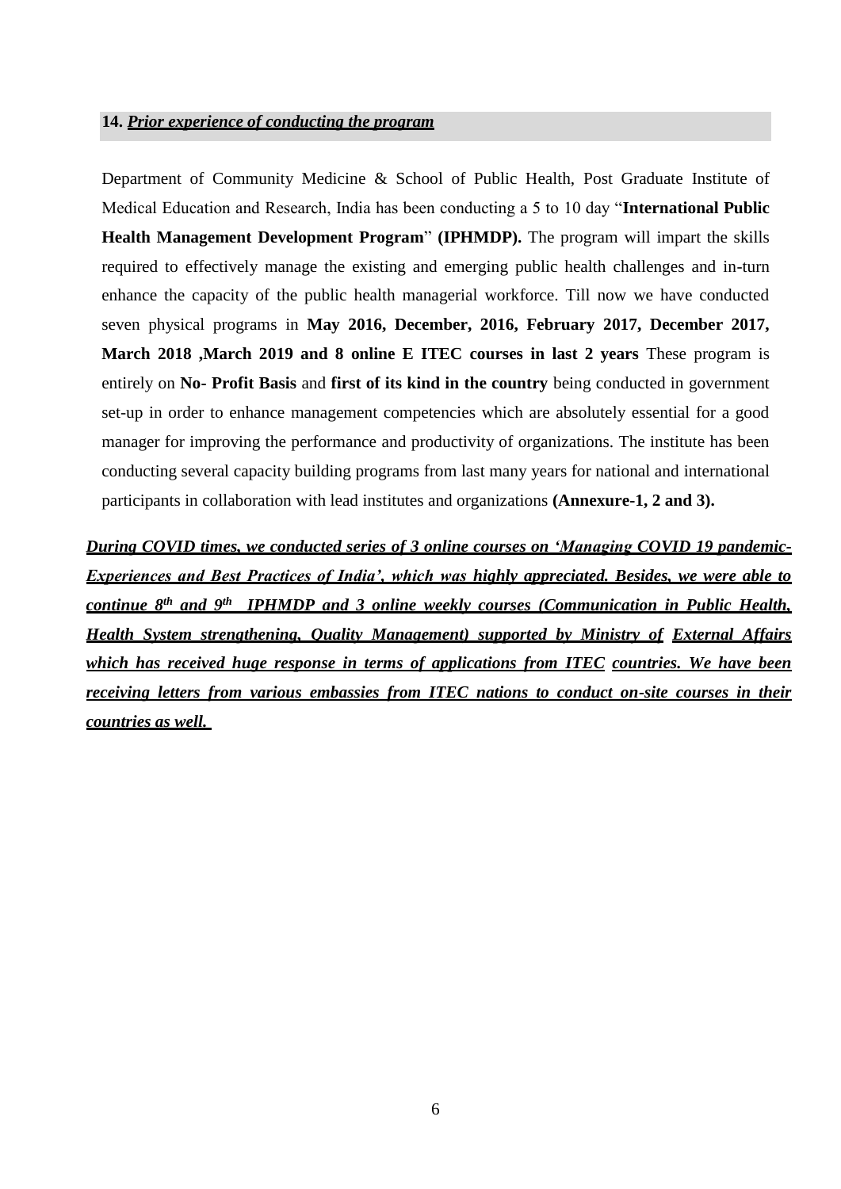**14.** ***Prior experience of conducting the program***

Department of Community Medicine & School of Public Health, Post Graduate Institute of Medical Education and Research, India has been conducting a 5 to 10 day "**International Public Health Management Development Program**" **(IPHMDP).** The program will impart the skills required to effectively manage the existing and emerging public health challenges and in-turn enhance the capacity of the public health managerial workforce. Till now we have conducted seven physical programs in **May 2016, December, 2016, February 2017, December 2017, March 2018 ,March 2019 and 8 online E ITEC courses in last 2 years** These program is entirely on **No- Profit Basis** and **first of its kind in the country** being conducted in government set-up in order to enhance management competencies which are absolutely essential for a good manager for improving the performance and productivity of organizations. The institute has been conducting several capacity building programs from last many years for national and international participants in collaboration with lead institutes and organizations **(Annexure-1, 2 and 3).**

***During COVID times, we conducted series of 3 online courses on 'Managing COVID 19 pandemic-Experiences and Best Practices of India', which was highly appreciated. Besides, we were able to continue 8th and 9th IPHMDP and 3 online weekly courses (Communication in Public Health, Health System strengthening, Quality Management) supported by Ministry of External Affairs which has received huge response in terms of applications from ITEC countries. We have been receiving letters from various embassies from ITEC nations to conduct on-site courses in their countries as well.***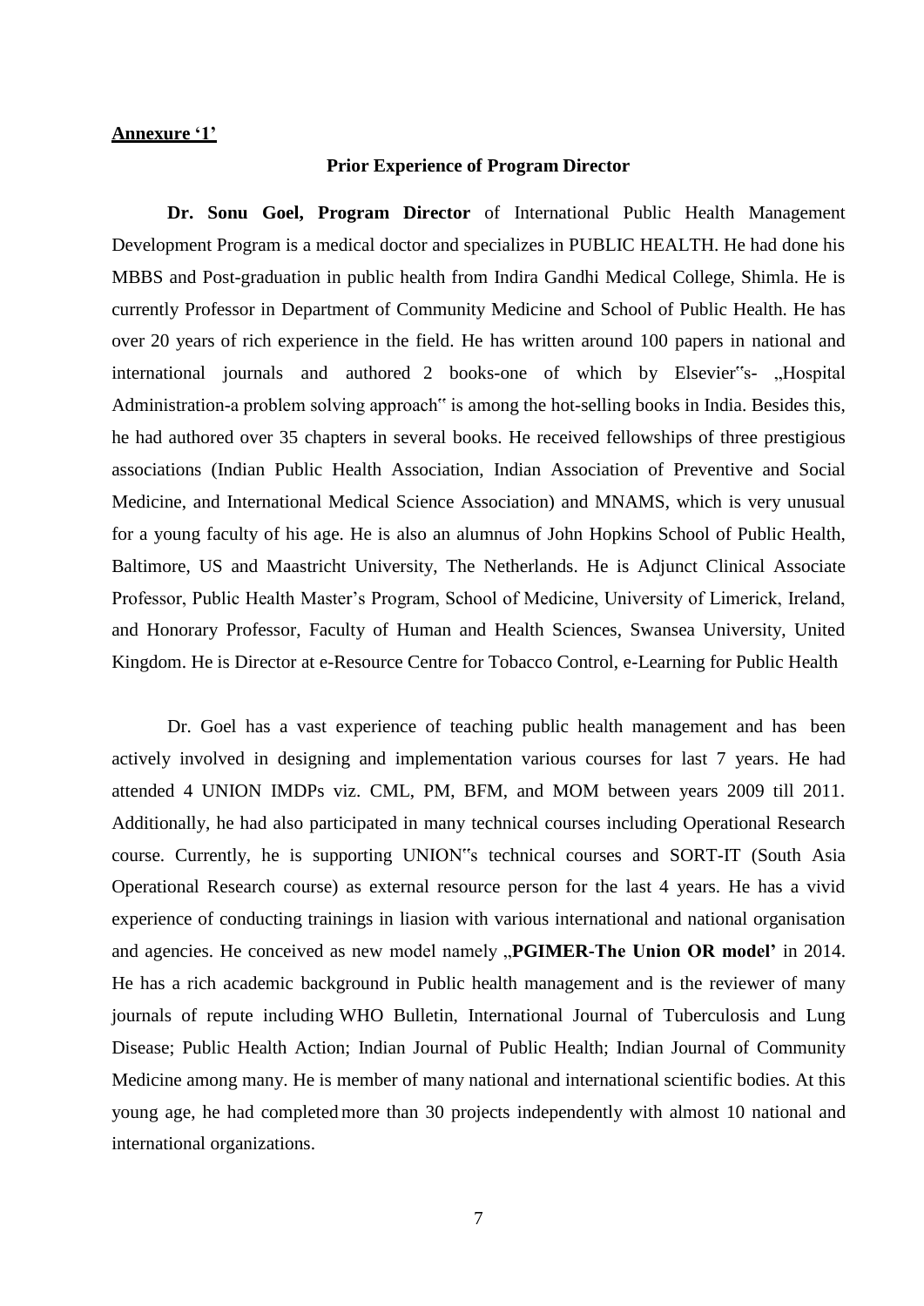**Annexure '1'**

**Prior Experience of Program Director**

**Dr. Sonu Goel, Program Director** of International Public Health Management Development Program is a medical doctor and specializes in PUBLIC HEALTH. He had done his MBBS and Post-graduation in public health from Indira Gandhi Medical College, Shimla. He is currently Professor in Department of Community Medicine and School of Public Health. He has over 20 years of rich experience in the field. He has written around 100 papers in national and international journals and authored 2 books-one of which by Elsevier"s- „Hospital Administration-a problem solving approach" is among the hot-selling books in India. Besides this, he had authored over 35 chapters in several books. He received fellowships of three prestigious associations (Indian Public Health Association, Indian Association of Preventive and Social Medicine, and International Medical Science Association) and MNAMS, which is very unusual for a young faculty of his age. He is also an alumnus of John Hopkins School of Public Health, Baltimore, US and Maastricht University, The Netherlands. He is Adjunct Clinical Associate Professor, Public Health Master's Program, School of Medicine, University of Limerick, Ireland, and Honorary Professor, Faculty of Human and Health Sciences, Swansea University, United Kingdom. He is Director at e-Resource Centre for Tobacco Control, e-Learning for Public Health

Dr. Goel has a vast experience of teaching public health management and has been actively involved in designing and implementation various courses for last 7 years. He had attended 4 UNION IMDPs viz. CML, PM, BFM, and MOM between years 2009 till 2011. Additionally, he had also participated in many technical courses including Operational Research course. Currently, he is supporting UNION"s technical courses and SORT-IT (South Asia Operational Research course) as external resource person for the last 4 years. He has a vivid experience of conducting trainings in liasion with various international and national organisation and agencies. He conceived as new model namely „**PGIMER-The Union OR model'** in 2014. He has a rich academic background in Public health management and is the reviewer of many journals of repute including WHO Bulletin, International Journal of Tuberculosis and Lung Disease; Public Health Action; Indian Journal of Public Health; Indian Journal of Community Medicine among many. He is member of many national and international scientific bodies. At this young age, he had completed more than 30 projects independently with almost 10 national and international organizations.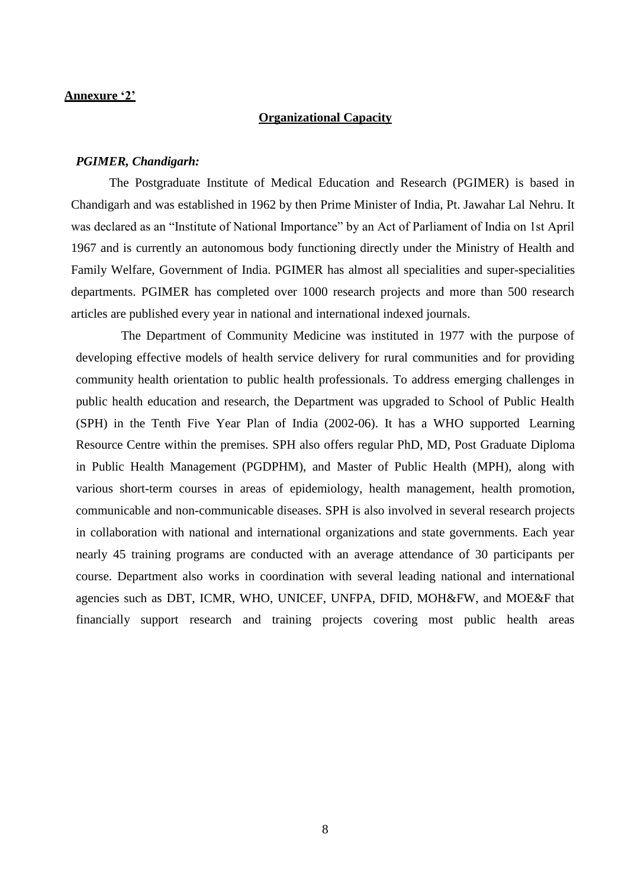**Annexure '2'**

## Organizational Capacity

***PGIMER, Chandigarh:***

The Postgraduate Institute of Medical Education and Research (PGIMER) is based in Chandigarh and was established in 1962 by then Prime Minister of India, Pt. Jawahar Lal Nehru. It was declared as an "Institute of National Importance" by an Act of Parliament of India on 1st April 1967 and is currently an autonomous body functioning directly under the Ministry of Health and Family Welfare, Government of India. PGIMER has almost all specialities and super-specialities departments. PGIMER has completed over 1000 research projects and more than 500 research articles are published every year in national and international indexed journals.

The Department of Community Medicine was instituted in 1977 with the purpose of developing effective models of health service delivery for rural communities and for providing community health orientation to public health professionals. To address emerging challenges in public health education and research, the Department was upgraded to School of Public Health (SPH) in the Tenth Five Year Plan of India (2002-06). It has a WHO supported Learning Resource Centre within the premises. SPH also offers regular PhD, MD, Post Graduate Diploma in Public Health Management (PGDPHM), and Master of Public Health (MPH), along with various short-term courses in areas of epidemiology, health management, health promotion, communicable and non-communicable diseases. SPH is also involved in several research projects in collaboration with national and international organizations and state governments. Each year nearly 45 training programs are conducted with an average attendance of 30 participants per course. Department also works in coordination with several leading national and international agencies such as DBT, ICMR, WHO, UNICEF, UNFPA, DFID, MOH&FW, and MOE&F that financially support research and training projects covering most public health areas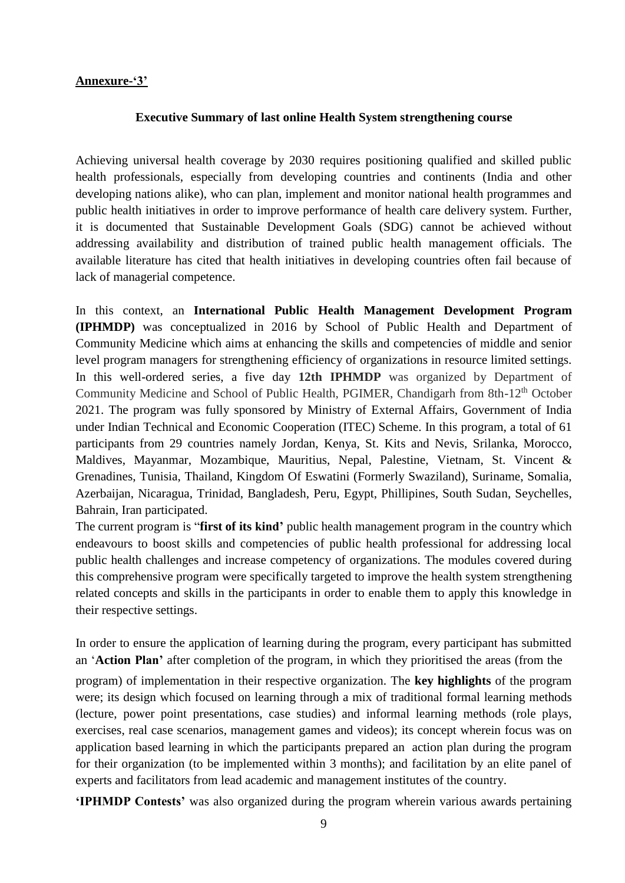**Annexure-'3'**

**Executive Summary of last online Health System strengthening course**

Achieving universal health coverage by 2030 requires positioning qualified and skilled public health professionals, especially from developing countries and continents (India and other developing nations alike), who can plan, implement and monitor national health programmes and public health initiatives in order to improve performance of health care delivery system. Further, it is documented that Sustainable Development Goals (SDG) cannot be achieved without addressing availability and distribution of trained public health management officials. The available literature has cited that health initiatives in developing countries often fail because of lack of managerial competence.

In this context, an **International Public Health Management Development Program (IPHMDP)** was conceptualized in 2016 by School of Public Health and Department of Community Medicine which aims at enhancing the skills and competencies of middle and senior level program managers for strengthening efficiency of organizations in resource limited settings. In this well-ordered series, a five day **12th IPHMDP** was organized by Department of Community Medicine and School of Public Health, PGIMER, Chandigarh from 8th-12th October 2021. The program was fully sponsored by Ministry of External Affairs, Government of India under Indian Technical and Economic Cooperation (ITEC) Scheme. In this program, a total of 61 participants from 29 countries namely Jordan, Kenya, St. Kits and Nevis, Srilanka, Morocco, Maldives, Mayanmar, Mozambique, Mauritius, Nepal, Palestine, Vietnam, St. Vincent & Grenadines, Tunisia, Thailand, Kingdom Of Eswatini (Formerly Swaziland), Suriname, Somalia, Azerbaijan, Nicaragua, Trinidad, Bangladesh, Peru, Egypt, Phillipines, South Sudan, Seychelles, Bahrain, Iran participated.

The current program is "**first of its kind'** public health management program in the country which endeavours to boost skills and competencies of public health professional for addressing local public health challenges and increase competency of organizations. The modules covered during this comprehensive program were specifically targeted to improve the health system strengthening related concepts and skills in the participants in order to enable them to apply this knowledge in their respective settings.

In order to ensure the application of learning during the program, every participant has submitted an '**Action Plan'** after completion of the program, in which they prioritised the areas (from the program) of implementation in their respective organization. The **key highlights** of the program were; its design which focused on learning through a mix of traditional formal learning methods (lecture, power point presentations, case studies) and informal learning methods (role plays, exercises, real case scenarios, management games and videos); its concept wherein focus was on application based learning in which the participants prepared an action plan during the program for their organization (to be implemented within 3 months); and facilitation by an elite panel of experts and facilitators from lead academic and management institutes of the country.

**'IPHMDP Contests'** was also organized during the program wherein various awards pertaining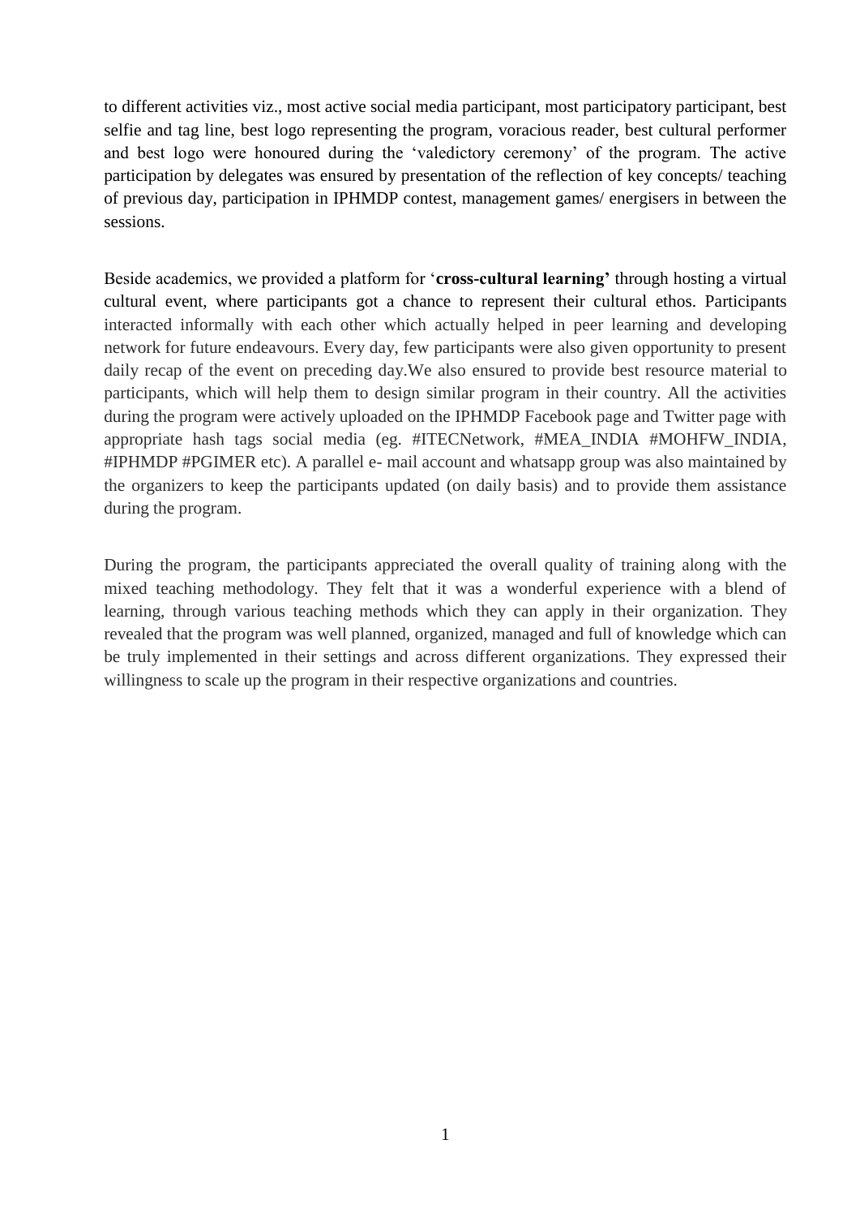to different activities viz., most active social media participant, most participatory participant, best selfie and tag line, best logo representing the program, voracious reader, best cultural performer and best logo were honoured during the 'valedictory ceremony' of the program. The active participation by delegates was ensured by presentation of the reflection of key concepts/ teaching of previous day, participation in IPHMDP contest, management games/ energisers in between the sessions.

Beside academics, we provided a platform for '**cross-cultural learning'** through hosting a virtual cultural event, where participants got a chance to represent their cultural ethos. Participants interacted informally with each other which actually helped in peer learning and developing network for future endeavours. Every day, few participants were also given opportunity to present daily recap of the event on preceding day.We also ensured to provide best resource material to participants, which will help them to design similar program in their country. All the activities during the program were actively uploaded on the IPHMDP Facebook page and Twitter page with appropriate hash tags social media (eg. #ITECNetwork, #MEA_INDIA #MOHFW_INDIA, #IPHMDP #PGIMER etc). A parallel e- mail account and whatsapp group was also maintained by the organizers to keep the participants updated (on daily basis) and to provide them assistance during the program.

During the program, the participants appreciated the overall quality of training along with the mixed teaching methodology. They felt that it was a wonderful experience with a blend of learning, through various teaching methods which they can apply in their organization. They revealed that the program was well planned, organized, managed and full of knowledge which can be truly implemented in their settings and across different organizations. They expressed their willingness to scale up the program in their respective organizations and countries.